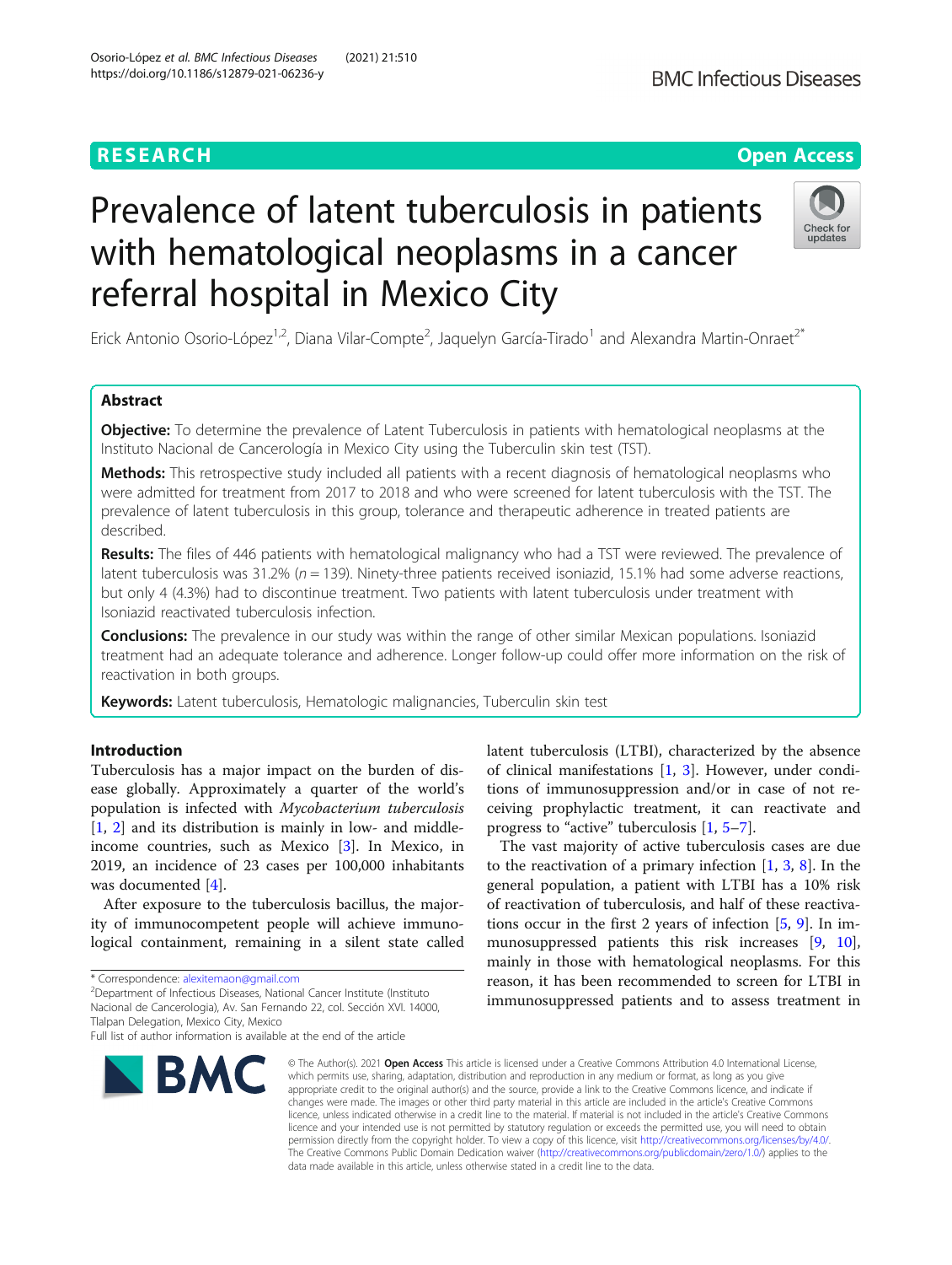RESEARCH

Open Access

# Prevalence of latent tuberculosis in patients with hematological neoplasms in a cancer referral hospital in Mexico City

Erick Antonio Osorio-López[1,2], Diana Vilar-Compte[2], Jaquelyn García-Tirado[1] and Alexandra Martin-Onraet[2*]

## Abstract

**Objective:** To determine the prevalence of Latent Tuberculosis in patients with hematological neoplasms at the Instituto Nacional de Cancerología in Mexico City using the Tuberculin skin test (TST).

**Methods:** This retrospective study included all patients with a recent diagnosis of hematological neoplasms who were admitted for treatment from 2017 to 2018 and who were screened for latent tuberculosis with the TST. The prevalence of latent tuberculosis in this group, tolerance and therapeutic adherence in treated patients are described.

**Results:** The files of 446 patients with hematological malignancy who had a TST were reviewed. The prevalence of latent tuberculosis was 31.2% ($n = 139$). Ninety-three patients received isoniazid, 15.1% had some adverse reactions, but only 4 (4.3%) had to discontinue treatment. Two patients with latent tuberculosis under treatment with Isoniazid reactivated tuberculosis infection.

**Conclusions:** The prevalence in our study was within the range of other similar Mexican populations. Isoniazid treatment had an adequate tolerance and adherence. Longer follow-up could offer more information on the risk of reactivation in both groups.

**Keywords:** Latent tuberculosis, Hematologic malignancies, Tuberculin skin test

## Introduction

Tuberculosis has a major impact on the burden of disease globally. Approximately a quarter of the world's population is infected with *Mycobacterium tuberculosis* [1, 2] and its distribution is mainly in low- and middle-income countries, such as Mexico [3]. In Mexico, in 2019, an incidence of 23 cases per 100,000 inhabitants was documented [4].

After exposure to the tuberculosis bacillus, the majority of immunocompetent people will achieve immunological containment, remaining in a silent state called latent tuberculosis (LTBI), characterized by the absence of clinical manifestations [1, 3]. However, under conditions of immunosuppression and/or in case of not receiving prophylactic treatment, it can reactivate and progress to "active" tuberculosis [1, 5–7].

The vast majority of active tuberculosis cases are due to the reactivation of a primary infection [1, 3, 8]. In the general population, a patient with LTBI has a 10% risk of reactivation of tuberculosis, and half of these reactivations occur in the first 2 years of infection [5, 9]. In immunosuppressed patients this risk increases [9, 10], mainly in those with hematological neoplasms. For this reason, it has been recommended to screen for LTBI in immunosuppressed patients and to assess treatment in

* Correspondence: alexitemaon@gmail.com
[2]Department of Infectious Diseases, National Cancer Institute (Instituto Nacional de Cancerología), Av. San Fernando 22, col. Sección XVI. 14000, Tlalpan Delegation, Mexico City, Mexico
Full list of author information is available at the end of the article

© The Author(s). 2021 **Open Access** This article is licensed under a Creative Commons Attribution 4.0 International License, which permits use, sharing, adaptation, distribution and reproduction in any medium or format, as long as you give appropriate credit to the original author(s) and the source, provide a link to the Creative Commons licence, and indicate if changes were made. The images or other third party material in this article are included in the article's Creative Commons licence, unless indicated otherwise in a credit line to the material. If material is not included in the article's Creative Commons licence and your intended use is not permitted by statutory regulation or exceeds the permitted use, you will need to obtain permission directly from the copyright holder. To view a copy of this licence, visit http://creativecommons.org/licenses/by/4.0/. The Creative Commons Public Domain Dedication waiver (http://creativecommons.org/publicdomain/zero/1.0/) applies to the data made available in this article, unless otherwise stated in a credit line to the data.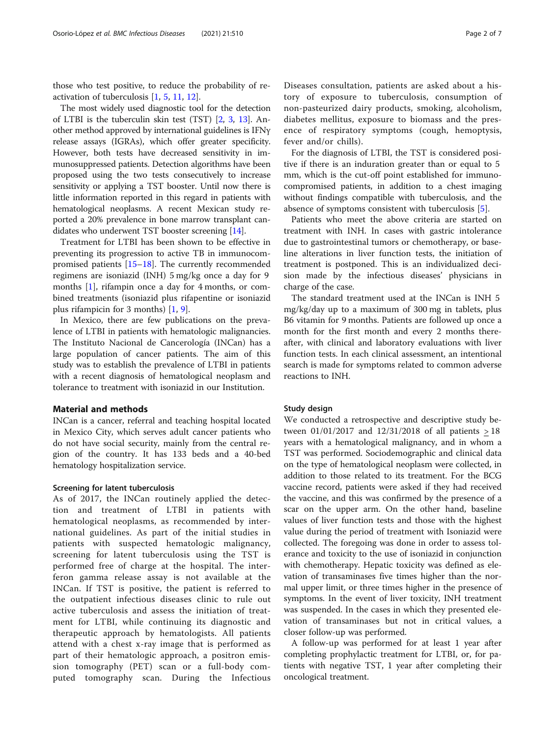those who test positive, to reduce the probability of reactivation of tuberculosis [1, 5, 11, 12].

The most widely used diagnostic tool for the detection of LTBI is the tuberculin skin test (TST) [2, 3, 13]. Another method approved by international guidelines is IFNγ release assays (IGRAs), which offer greater specificity. However, both tests have decreased sensitivity in immunosuppressed patients. Detection algorithms have been proposed using the two tests consecutively to increase sensitivity or applying a TST booster. Until now there is little information reported in this regard in patients with hematological neoplasms. A recent Mexican study reported a 20% prevalence in bone marrow transplant candidates who underwent TST booster screening [14].

Treatment for LTBI has been shown to be effective in preventing its progression to active TB in immunocompromised patients [15–18]. The currently recommended regimens are isoniazid (INH) 5 mg/kg once a day for 9 months [1], rifampin once a day for 4 months, or combined treatments (isoniazid plus rifapentine or isoniazid plus rifampicin for 3 months) [1, 9].

In Mexico, there are few publications on the prevalence of LTBI in patients with hematologic malignancies. The Instituto Nacional de Cancerología (INCan) has a large population of cancer patients. The aim of this study was to establish the prevalence of LTBI in patients with a recent diagnosis of hematological neoplasm and tolerance to treatment with isoniazid in our Institution.

## Material and methods

INCan is a cancer, referral and teaching hospital located in Mexico City, which serves adult cancer patients who do not have social security, mainly from the central region of the country. It has 133 beds and a 40-bed hematology hospitalization service.

### Screening for latent tuberculosis

As of 2017, the INCan routinely applied the detection and treatment of LTBI in patients with hematological neoplasms, as recommended by international guidelines. As part of the initial studies in patients with suspected hematologic malignancy, screening for latent tuberculosis using the TST is performed free of charge at the hospital. The interferon gamma release assay is not available at the INCan. If TST is positive, the patient is referred to the outpatient infectious diseases clinic to rule out active tuberculosis and assess the initiation of treatment for LTBI, while continuing its diagnostic and therapeutic approach by hematologists. All patients attend with a chest x-ray image that is performed as part of their hematologic approach, a positron emission tomography (PET) scan or a full-body computed tomography scan. During the Infectious Diseases consultation, patients are asked about a history of exposure to tuberculosis, consumption of non-pasteurized dairy products, smoking, alcoholism, diabetes mellitus, exposure to biomass and the presence of respiratory symptoms (cough, hemoptysis, fever and/or chills).

For the diagnosis of LTBI, the TST is considered positive if there is an induration greater than or equal to 5 mm, which is the cut-off point established for immunocompromised patients, in addition to a chest imaging without findings compatible with tuberculosis, and the absence of symptoms consistent with tuberculosis [5].

Patients who meet the above criteria are started on treatment with INH. In cases with gastric intolerance due to gastrointestinal tumors or chemotherapy, or baseline alterations in liver function tests, the initiation of treatment is postponed. This is an individualized decision made by the infectious diseases' physicians in charge of the case.

The standard treatment used at the INCan is INH 5 mg/kg/day up to a maximum of 300 mg in tablets, plus B6 vitamin for 9 months. Patients are followed up once a month for the first month and every 2 months thereafter, with clinical and laboratory evaluations with liver function tests. In each clinical assessment, an intentional search is made for symptoms related to common adverse reactions to INH.

### Study design

We conducted a retrospective and descriptive study between 01/01/2017 and 12/31/2018 of all patients $\geq$ 18 years with a hematological malignancy, and in whom a TST was performed. Sociodemographic and clinical data on the type of hematological neoplasm were collected, in addition to those related to its treatment. For the BCG vaccine record, patients were asked if they had received the vaccine, and this was confirmed by the presence of a scar on the upper arm. On the other hand, baseline values of liver function tests and those with the highest value during the period of treatment with Isoniazid were collected. The foregoing was done in order to assess tolerance and toxicity to the use of isoniazid in conjunction with chemotherapy. Hepatic toxicity was defined as elevation of transaminases five times higher than the normal upper limit, or three times higher in the presence of symptoms. In the event of liver toxicity, INH treatment was suspended. In the cases in which they presented elevation of transaminases but not in critical values, a closer follow-up was performed.

A follow-up was performed for at least 1 year after completing prophylactic treatment for LTBI, or, for patients with negative TST, 1 year after completing their oncological treatment.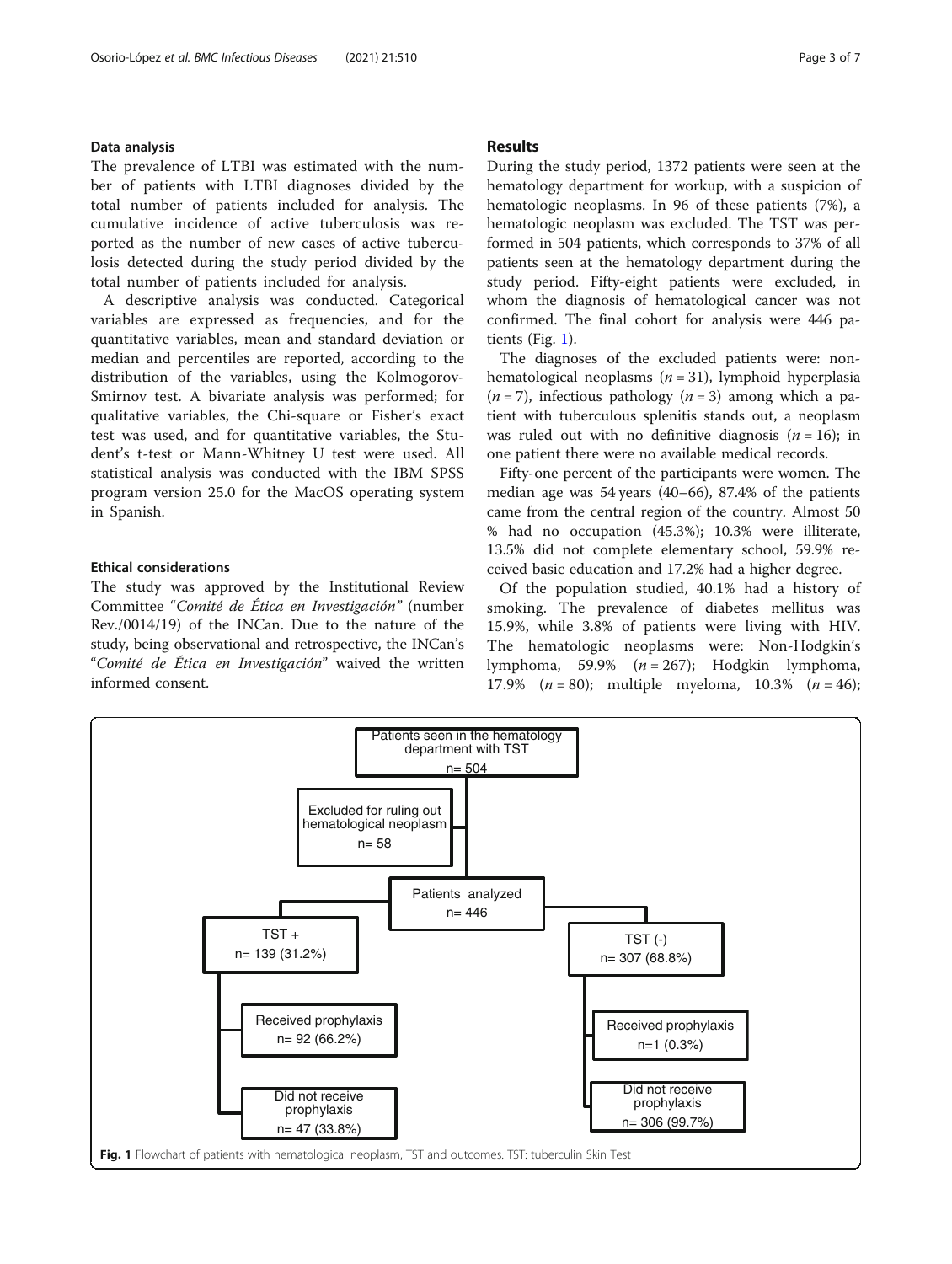### Data analysis

The prevalence of LTBI was estimated with the number of patients with LTBI diagnoses divided by the total number of patients included for analysis. The cumulative incidence of active tuberculosis was reported as the number of new cases of active tuberculosis detected during the study period divided by the total number of patients included for analysis.

A descriptive analysis was conducted. Categorical variables are expressed as frequencies, and for the quantitative variables, mean and standard deviation or median and percentiles are reported, according to the distribution of the variables, using the Kolmogorov-Smirnov test. A bivariate analysis was performed; for qualitative variables, the Chi-square or Fisher's exact test was used, and for quantitative variables, the Student's t-test or Mann-Whitney U test were used. All statistical analysis was conducted with the IBM SPSS program version 25.0 for the MacOS operating system in Spanish.

### Ethical considerations

The study was approved by the Institutional Review Committee "*Comité de Ética en Investigación*" (number Rev./0014/19) of the INCan. Due to the nature of the study, being observational and retrospective, the INCan's "*Comité de Ética en Investigación*" waived the written informed consent.

## Results

During the study period, 1372 patients were seen at the hematology department for workup, with a suspicion of hematologic neoplasms. In 96 of these patients (7%), a hematologic neoplasm was excluded. The TST was performed in 504 patients, which corresponds to 37% of all patients seen at the hematology department during the study period. Fifty-eight patients were excluded, in whom the diagnosis of hematological cancer was not confirmed. The final cohort for analysis were 446 patients (Fig. 1).

The diagnoses of the excluded patients were: non-hematological neoplasms ($n = 31$), lymphoid hyperplasia ($n = 7$), infectious pathology ($n = 3$) among which a patient with tuberculous splenitis stands out, a neoplasm was ruled out with no definitive diagnosis ($n = 16$); in one patient there were no available medical records.

Fifty-one percent of the participants were women. The median age was 54 years (40–66), 87.4% of the patients came from the central region of the country. Almost 50 % had no occupation (45.3%); 10.3% were illiterate, 13.5% did not complete elementary school, 59.9% received basic education and 17.2% had a higher degree.

Of the population studied, 40.1% had a history of smoking. The prevalence of diabetes mellitus was 15.9%, while 3.8% of patients were living with HIV. The hematologic neoplasms were: Non-Hodgkin's lymphoma, 59.9% ($n = 267$); Hodgkin lymphoma, 17.9% ($n = 80$); multiple myeloma, 10.3% ($n = 46$);

Patients seen in the hematology department with TST n= 504

Excluded for ruling out hematological neoplasm n= 58

Patients analyzed n= 446

TST + n= 139 (31.2%)

Received prophylaxis n= 92 (66.2%)

Did not receive prophylaxis n= 47 (33.8%)

TST (-) n= 307 (68.8%)

Received prophylaxis n=1 (0.3%)

Did not receive prophylaxis n= 306 (99.7%)

**Fig. 1** Flowchart of patients with hematological neoplasm, TST and outcomes. TST: tuberculin Skin Test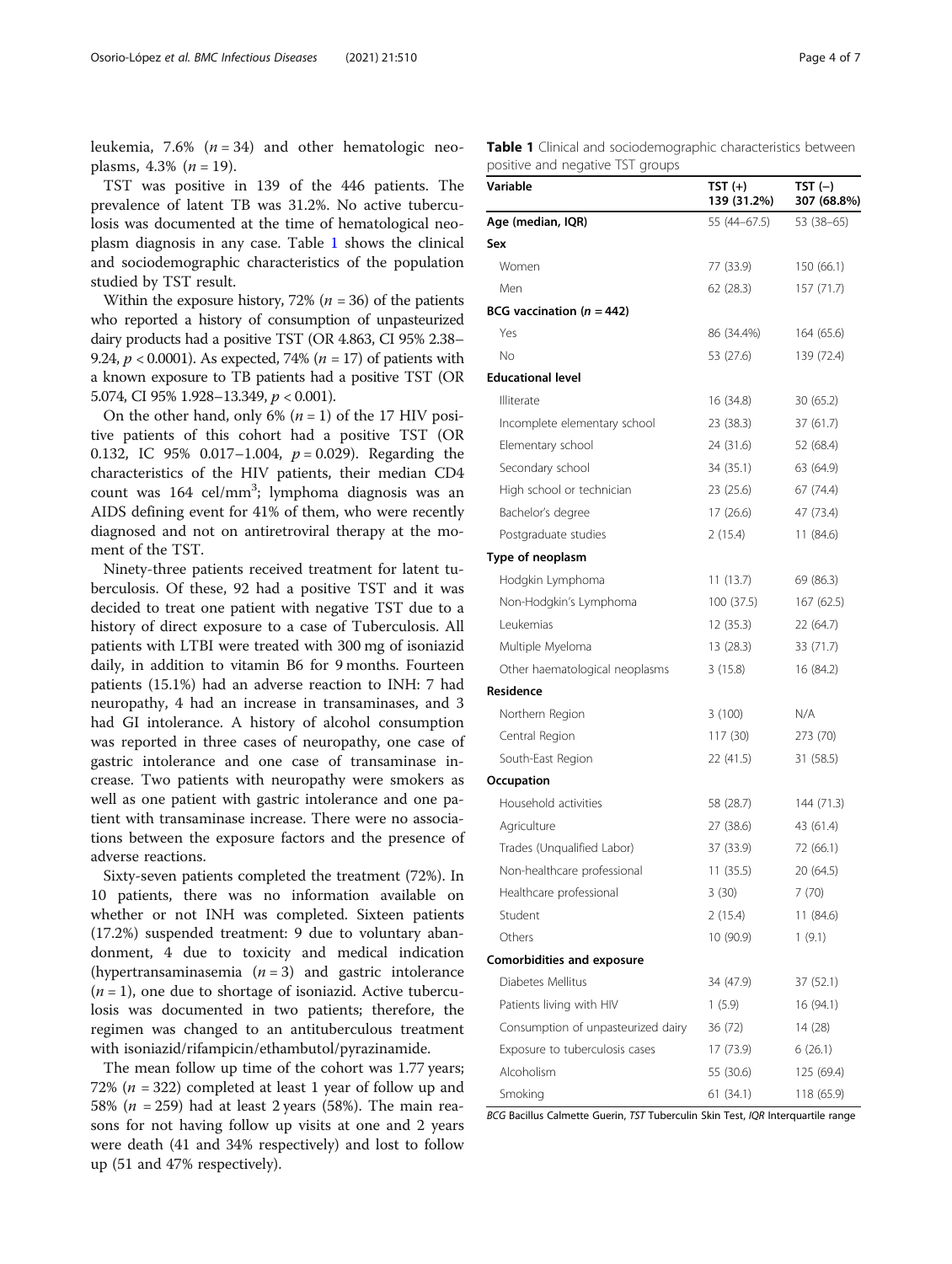leukemia, 7.6% ($n = 34$) and other hematologic neoplasms, 4.3% ($n = 19$).

TST was positive in 139 of the 446 patients. The prevalence of latent TB was 31.2%. No active tuberculosis was documented at the time of hematological neoplasm diagnosis in any case. Table 1 shows the clinical and sociodemographic characteristics of the population studied by TST result.

Within the exposure history, 72% ($n = 36$) of the patients who reported a history of consumption of unpasteurized dairy products had a positive TST (OR 4.863, CI 95% 2.38–9.24, $p < 0.0001$). As expected, 74% ($n = 17$) of patients with a known exposure to TB patients had a positive TST (OR 5.074, CI 95% 1.928–13.349, $p < 0.001$).

On the other hand, only 6% ($n = 1$) of the 17 HIV positive patients of this cohort had a positive TST (OR 0.132, IC 95% 0.017–1.004, $p = 0.029$). Regarding the characteristics of the HIV patients, their median CD4 count was 164 cel/mm$^3$; lymphoma diagnosis was an AIDS defining event for 41% of them, who were recently diagnosed and not on antiretroviral therapy at the moment of the TST.

Ninety-three patients received treatment for latent tuberculosis. Of these, 92 had a positive TST and it was decided to treat one patient with negative TST due to a history of direct exposure to a case of Tuberculosis. All patients with LTBI were treated with 300 mg of isoniazid daily, in addition to vitamin B6 for 9 months. Fourteen patients (15.1%) had an adverse reaction to INH: 7 had neuropathy, 4 had an increase in transaminases, and 3 had GI intolerance. A history of alcohol consumption was reported in three cases of neuropathy, one case of gastric intolerance and one case of transaminase increase. Two patients with neuropathy were smokers as well as one patient with gastric intolerance and one patient with transaminase increase. There were no associations between the exposure factors and the presence of adverse reactions.

Sixty-seven patients completed the treatment (72%). In 10 patients, there was no information available on whether or not INH was completed. Sixteen patients (17.2%) suspended treatment: 9 due to voluntary abandonment, 4 due to toxicity and medical indication (hypertransaminasemia ($n = 3$) and gastric intolerance ($n = 1$), one due to shortage of isoniazid. Active tuberculosis was documented in two patients; therefore, the regimen was changed to an antituberculous treatment with isoniazid/rifampicin/ethambutol/pyrazinamide.

The mean follow up time of the cohort was 1.77 years; 72% ($n = 322$) completed at least 1 year of follow up and 58% ($n = 259$) had at least 2 years (58%). The main reasons for not having follow up visits at one and 2 years were death (41 and 34% respectively) and lost to follow up (51 and 47% respectively).

**Table 1** Clinical and sociodemographic characteristics between positive and negative TST groups

| Variable | TST (+) 139 (31.2%) | TST (−) 307 (68.8%) |
|---|---|---|
| **Age (median, IQR)** | 55 (44–67.5) | 53 (38–65) |
| **Sex** | | |
| Women | 77 (33.9) | 150 (66.1) |
| Men | 62 (28.3) | 157 (71.7) |
| **BCG vaccination ($n = 442$)** | | |
| Yes | 86 (34.4%) | 164 (65.6) |
| No | 53 (27.6) | 139 (72.4) |
| **Educational level** | | |
| Illiterate | 16 (34.8) | 30 (65.2) |
| Incomplete elementary school | 23 (38.3) | 37 (61.7) |
| Elementary school | 24 (31.6) | 52 (68.4) |
| Secondary school | 34 (35.1) | 63 (64.9) |
| High school or technician | 23 (25.6) | 67 (74.4) |
| Bachelor's degree | 17 (26.6) | 47 (73.4) |
| Postgraduate studies | 2 (15.4) | 11 (84.6) |
| **Type of neoplasm** | | |
| Hodgkin Lymphoma | 11 (13.7) | 69 (86.3) |
| Non-Hodgkin's Lymphoma | 100 (37.5) | 167 (62.5) |
| Leukemias | 12 (35.3) | 22 (64.7) |
| Multiple Myeloma | 13 (28.3) | 33 (71.7) |
| Other haematological neoplasms | 3 (15.8) | 16 (84.2) |
| **Residence** | | |
| Northern Region | 3 (100) | N/A |
| Central Region | 117 (30) | 273 (70) |
| South-East Region | 22 (41.5) | 31 (58.5) |
| **Occupation** | | |
| Household activities | 58 (28.7) | 144 (71.3) |
| Agriculture | 27 (38.6) | 43 (61.4) |
| Trades (Unqualified Labor) | 37 (33.9) | 72 (66.1) |
| Non-healthcare professional | 11 (35.5) | 20 (64.5) |
| Healthcare professional | 3 (30) | 7 (70) |
| Student | 2 (15.4) | 11 (84.6) |
| Others | 10 (90.9) | 1 (9.1) |
| **Comorbidities and exposure** | | |
| Diabetes Mellitus | 34 (47.9) | 37 (52.1) |
| Patients living with HIV | 1 (5.9) | 16 (94.1) |
| Consumption of unpasteurized dairy | 36 (72) | 14 (28) |
| Exposure to tuberculosis cases | 17 (73.9) | 6 (26.1) |
| Alcoholism | 55 (30.6) | 125 (69.4) |
| Smoking | 61 (34.1) | 118 (65.9) |

*BCG* Bacillus Calmette Guerin, *TST* Tuberculin Skin Test, *IQR* Interquartile range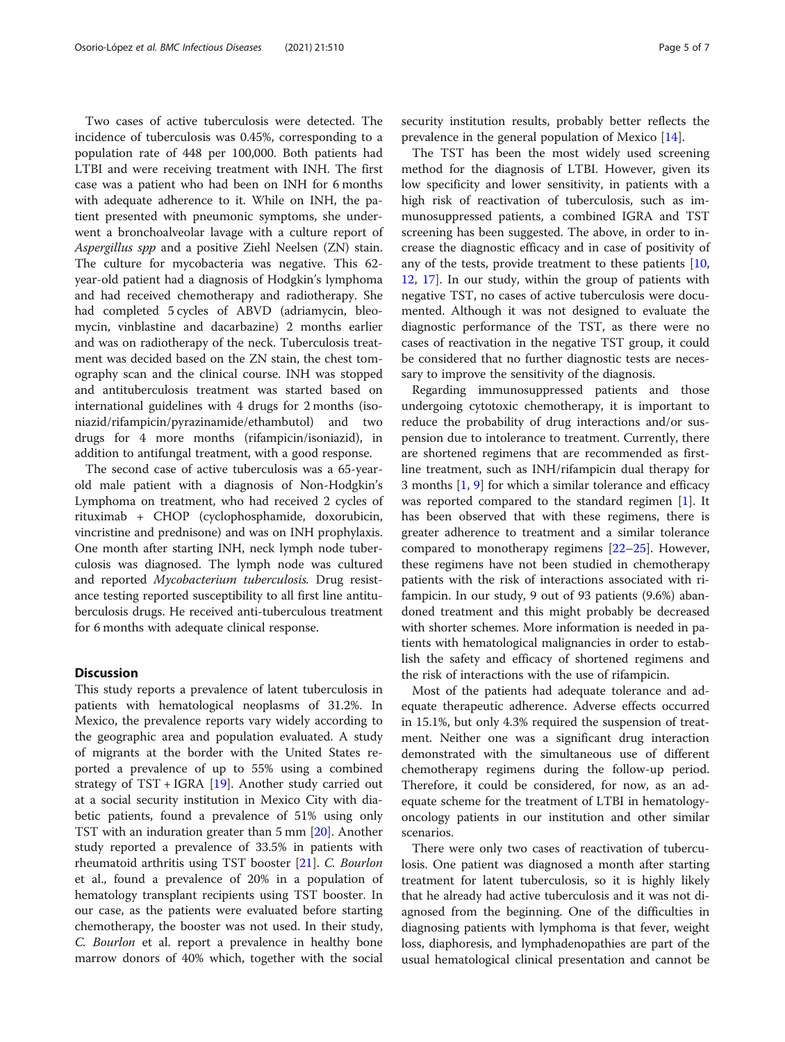Two cases of active tuberculosis were detected. The incidence of tuberculosis was 0.45%, corresponding to a population rate of 448 per 100,000. Both patients had LTBI and were receiving treatment with INH. The first case was a patient who had been on INH for 6 months with adequate adherence to it. While on INH, the patient presented with pneumonic symptoms, she underwent a bronchoalveolar lavage with a culture report of *Aspergillus spp* and a positive Ziehl Neelsen (ZN) stain. The culture for mycobacteria was negative. This 62-year-old patient had a diagnosis of Hodgkin's lymphoma and had received chemotherapy and radiotherapy. She had completed 5 cycles of ABVD (adriamycin, bleomycin, vinblastine and dacarbazine) 2 months earlier and was on radiotherapy of the neck. Tuberculosis treatment was decided based on the ZN stain, the chest tomography scan and the clinical course. INH was stopped and antituberculosis treatment was started based on international guidelines with 4 drugs for 2 months (isoniazid/rifampicin/pyrazinamide/ethambutol) and two drugs for 4 more months (rifampicin/isoniazid), in addition to antifungal treatment, with a good response.

The second case of active tuberculosis was a 65-year-old male patient with a diagnosis of Non-Hodgkin's Lymphoma on treatment, who had received 2 cycles of rituximab + CHOP (cyclophosphamide, doxorubicin, vincristine and prednisone) and was on INH prophylaxis. One month after starting INH, neck lymph node tuberculosis was diagnosed. The lymph node was cultured and reported *Mycobacterium tuberculosis.* Drug resistance testing reported susceptibility to all first line antituberculosis drugs. He received anti-tuberculous treatment for 6 months with adequate clinical response.

## Discussion

This study reports a prevalence of latent tuberculosis in patients with hematological neoplasms of 31.2%. In Mexico, the prevalence reports vary widely according to the geographic area and population evaluated. A study of migrants at the border with the United States reported a prevalence of up to 55% using a combined strategy of TST + IGRA [19]. Another study carried out at a social security institution in Mexico City with diabetic patients, found a prevalence of 51% using only TST with an induration greater than 5 mm [20]. Another study reported a prevalence of 33.5% in patients with rheumatoid arthritis using TST booster [21]. *C. Bourlon* et al., found a prevalence of 20% in a population of hematology transplant recipients using TST booster. In our case, as the patients were evaluated before starting chemotherapy, the booster was not used. In their study, *C. Bourlon* et al. report a prevalence in healthy bone marrow donors of 40% which, together with the social security institution results, probably better reflects the prevalence in the general population of Mexico [14].

The TST has been the most widely used screening method for the diagnosis of LTBI. However, given its low specificity and lower sensitivity, in patients with a high risk of reactivation of tuberculosis, such as immunosuppressed patients, a combined IGRA and TST screening has been suggested. The above, in order to increase the diagnostic efficacy and in case of positivity of any of the tests, provide treatment to these patients [10, 12, 17]. In our study, within the group of patients with negative TST, no cases of active tuberculosis were documented. Although it was not designed to evaluate the diagnostic performance of the TST, as there were no cases of reactivation in the negative TST group, it could be considered that no further diagnostic tests are necessary to improve the sensitivity of the diagnosis.

Regarding immunosuppressed patients and those undergoing cytotoxic chemotherapy, it is important to reduce the probability of drug interactions and/or suspension due to intolerance to treatment. Currently, there are shortened regimens that are recommended as first-line treatment, such as INH/rifampicin dual therapy for 3 months [1, 9] for which a similar tolerance and efficacy was reported compared to the standard regimen [1]. It has been observed that with these regimens, there is greater adherence to treatment and a similar tolerance compared to monotherapy regimens [22–25]. However, these regimens have not been studied in chemotherapy patients with the risk of interactions associated with rifampicin. In our study, 9 out of 93 patients (9.6%) abandoned treatment and this might probably be decreased with shorter schemes. More information is needed in patients with hematological malignancies in order to establish the safety and efficacy of shortened regimens and the risk of interactions with the use of rifampicin.

Most of the patients had adequate tolerance and adequate therapeutic adherence. Adverse effects occurred in 15.1%, but only 4.3% required the suspension of treatment. Neither one was a significant drug interaction demonstrated with the simultaneous use of different chemotherapy regimens during the follow-up period. Therefore, it could be considered, for now, as an adequate scheme for the treatment of LTBI in hematology-oncology patients in our institution and other similar scenarios.

There were only two cases of reactivation of tuberculosis. One patient was diagnosed a month after starting treatment for latent tuberculosis, so it is highly likely that he already had active tuberculosis and it was not diagnosed from the beginning. One of the difficulties in diagnosing patients with lymphoma is that fever, weight loss, diaphoresis, and lymphadenopathies are part of the usual hematological clinical presentation and cannot be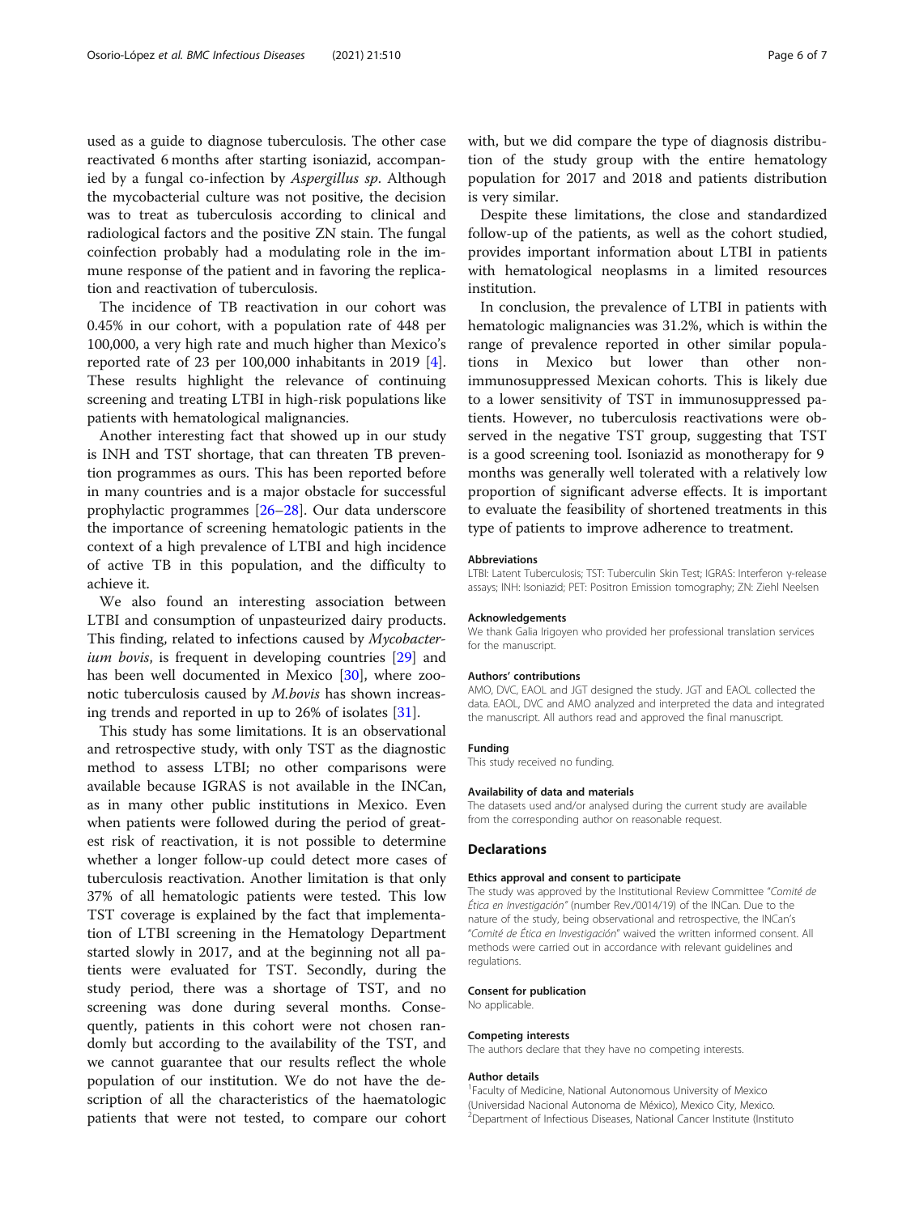used as a guide to diagnose tuberculosis. The other case reactivated 6 months after starting isoniazid, accompanied by a fungal co-infection by *Aspergillus sp*. Although the mycobacterial culture was not positive, the decision was to treat as tuberculosis according to clinical and radiological factors and the positive ZN stain. The fungal coinfection probably had a modulating role in the immune response of the patient and in favoring the replication and reactivation of tuberculosis.

The incidence of TB reactivation in our cohort was 0.45% in our cohort, with a population rate of 448 per 100,000, a very high rate and much higher than Mexico's reported rate of 23 per 100,000 inhabitants in 2019 [4]. These results highlight the relevance of continuing screening and treating LTBI in high-risk populations like patients with hematological malignancies.

Another interesting fact that showed up in our study is INH and TST shortage, that can threaten TB prevention programmes as ours. This has been reported before in many countries and is a major obstacle for successful prophylactic programmes [26–28]. Our data underscore the importance of screening hematologic patients in the context of a high prevalence of LTBI and high incidence of active TB in this population, and the difficulty to achieve it.

We also found an interesting association between LTBI and consumption of unpasteurized dairy products. This finding, related to infections caused by *Mycobacterium bovis*, is frequent in developing countries [29] and has been well documented in Mexico [30], where zoonotic tuberculosis caused by *M.bovis* has shown increasing trends and reported in up to 26% of isolates [31].

This study has some limitations. It is an observational and retrospective study, with only TST as the diagnostic method to assess LTBI; no other comparisons were available because IGRAS is not available in the INCan, as in many other public institutions in Mexico. Even when patients were followed during the period of greatest risk of reactivation, it is not possible to determine whether a longer follow-up could detect more cases of tuberculosis reactivation. Another limitation is that only 37% of all hematologic patients were tested. This low TST coverage is explained by the fact that implementation of LTBI screening in the Hematology Department started slowly in 2017, and at the beginning not all patients were evaluated for TST. Secondly, during the study period, there was a shortage of TST, and no screening was done during several months. Consequently, patients in this cohort were not chosen randomly but according to the availability of the TST, and we cannot guarantee that our results reflect the whole population of our institution. We do not have the description of all the characteristics of the haematologic patients that were not tested, to compare our cohort with, but we did compare the type of diagnosis distribution of the study group with the entire hematology population for 2017 and 2018 and patients distribution is very similar.

Despite these limitations, the close and standardized follow-up of the patients, as well as the cohort studied, provides important information about LTBI in patients with hematological neoplasms in a limited resources institution.

In conclusion, the prevalence of LTBI in patients with hematologic malignancies was 31.2%, which is within the range of prevalence reported in other similar populations in Mexico but lower than other non-immunosuppressed Mexican cohorts. This is likely due to a lower sensitivity of TST in immunosuppressed patients. However, no tuberculosis reactivations were observed in the negative TST group, suggesting that TST is a good screening tool. Isoniazid as monotherapy for 9 months was generally well tolerated with a relatively low proportion of significant adverse effects. It is important to evaluate the feasibility of shortened treatments in this type of patients to improve adherence to treatment.

#### Abbreviations
LTBI: Latent Tuberculosis; TST: Tuberculin Skin Test; IGRAS: Interferon γ-release assays; INH: Isoniazid; PET: Positron Emission tomography; ZN: Ziehl Neelsen

#### Acknowledgements
We thank Galia Irigoyen who provided her professional translation services for the manuscript.

#### Authors' contributions
AMO, DVC, EAOL and JGT designed the study. JGT and EAOL collected the data. EAOL, DVC and AMO analyzed and interpreted the data and integrated the manuscript. All authors read and approved the final manuscript.

#### Funding
This study received no funding.

#### Availability of data and materials
The datasets used and/or analysed during the current study are available from the corresponding author on reasonable request.

### Declarations

#### Ethics approval and consent to participate
The study was approved by the Institutional Review Committee "*Comité de Ética en Investigación*" (number Rev./0014/19) of the INCan. Due to the nature of the study, being observational and retrospective, the INCan's "*Comité de Ética en Investigación*" waived the written informed consent. All methods were carried out in accordance with relevant guidelines and regulations.

#### Consent for publication
No applicable.

#### Competing interests
The authors declare that they have no competing interests.

#### Author details
[1]Faculty of Medicine, National Autonomous University of Mexico (Universidad Nacional Autonoma de México), Mexico City, Mexico. [2]Department of Infectious Diseases, National Cancer Institute (Instituto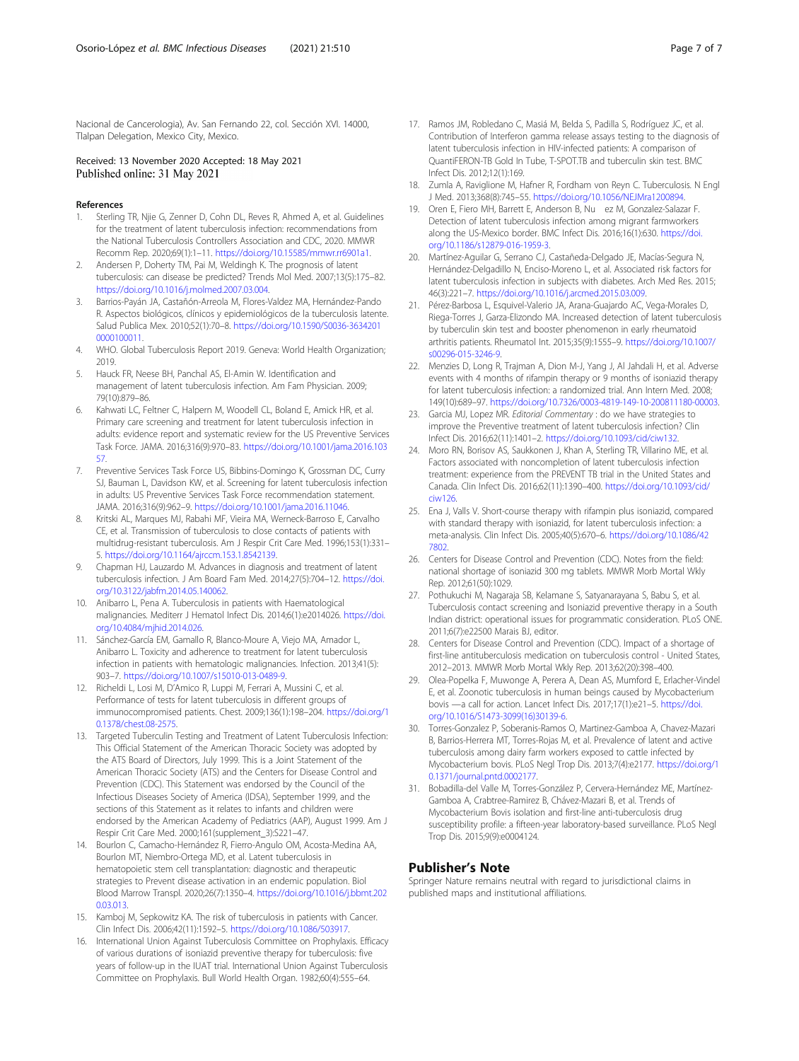Nacional de Cancerologia), Av. San Fernando 22, col. Sección XVI. 14000, Tlalpan Delegation, Mexico City, Mexico.

Received: 13 November 2020 Accepted: 18 May 2021
Published online: 31 May 2021

## References

1. Sterling TR, Njie G, Zenner D, Cohn DL, Reves R, Ahmed A, et al. Guidelines for the treatment of latent tuberculosis infection: recommendations from the National Tuberculosis Controllers Association and CDC, 2020. MMWR Recomm Rep. 2020;69(1):1–11. https://doi.org/10.15585/mmwr.rr6901a1.
2. Andersen P, Doherty TM, Pai M, Weldingh K. The prognosis of latent tuberculosis: can disease be predicted? Trends Mol Med. 2007;13(5):175–82. https://doi.org/10.1016/j.molmed.2007.03.004.
3. Barrios-Payán JA, Castañón-Arreola M, Flores-Valdez MA, Hernández-Pando R. Aspectos biológicos, clínicos y epidemiológicos de la tuberculosis latente. Salud Publica Mex. 2010;52(1):70–8. https://doi.org/10.1590/S0036-36342010000100011.
4. WHO. Global Tuberculosis Report 2019. Geneva: World Health Organization; 2019.
5. Hauck FR, Neese BH, Panchal AS, El-Amin W. Identification and management of latent tuberculosis infection. Am Fam Physician. 2009; 79(10):879–86.
6. Kahwati LC, Feltner C, Halpern M, Woodell CL, Boland E, Amick HR, et al. Primary care screening and treatment for latent tuberculosis infection in adults: evidence report and systematic review for the US Preventive Services Task Force. JAMA. 2016;316(9):970–83. https://doi.org/10.1001/jama.2016.10357.
7. Preventive Services Task Force US, Bibbins-Domingo K, Grossman DC, Curry SJ, Bauman L, Davidson KW, et al. Screening for latent tuberculosis infection in adults: US Preventive Services Task Force recommendation statement. JAMA. 2016;316(9):962–9. https://doi.org/10.1001/jama.2016.11046.
8. Kritski AL, Marques MJ, Rabahi MF, Vieira MA, Werneck-Barroso E, Carvalho CE, et al. Transmission of tuberculosis to close contacts of patients with multidrug-resistant tuberculosis. Am J Respir Crit Care Med. 1996;153(1):331–5. https://doi.org/10.1164/ajrccm.153.1.8542139.
9. Chapman HJ, Lauzardo M. Advances in diagnosis and treatment of latent tuberculosis infection. J Am Board Fam Med. 2014;27(5):704–12. https://doi.org/10.3122/jabfm.2014.05.140062.
10. Anibarro L, Pena A. Tuberculosis in patients with Haematological malignancies. Mediterr J Hematol Infect Dis. 2014;6(1):e2014026. https://doi.org/10.4084/mjhid.2014.026.
11. Sánchez-García EM, Gamallo R, Blanco-Moure A, Viejo MA, Amador L, Anibarro L. Toxicity and adherence to treatment for latent tuberculosis infection in patients with hematologic malignancies. Infection. 2013;41(5): 903–7. https://doi.org/10.1007/s15010-013-0489-9.
12. Richeldi L, Losi M, D'Amico R, Luppi M, Ferrari A, Mussini C, et al. Performance of tests for latent tuberculosis in different groups of immunocompromised patients. Chest. 2009;136(1):198–204. https://doi.org/10.1378/chest.08-2575.
13. Targeted Tuberculin Testing and Treatment of Latent Tuberculosis Infection: This Official Statement of the American Thoracic Society was adopted by the ATS Board of Directors, July 1999. This is a Joint Statement of the American Thoracic Society (ATS) and the Centers for Disease Control and Prevention (CDC). This Statement was endorsed by the Council of the Infectious Diseases Society of America (IDSA), September 1999, and the sections of this Statement as it relates to infants and children were endorsed by the American Academy of Pediatrics (AAP), August 1999. Am J Respir Crit Care Med. 2000;161(supplement_3):S221–47.
14. Bourlon C, Camacho-Hernández R, Fierro-Angulo OM, Acosta-Medina AA, Bourlon MT, Niembro-Ortega MD, et al. Latent tuberculosis in hematopoietic stem cell transplantation: diagnostic and therapeutic strategies to Prevent disease activation in an endemic population. Biol Blood Marrow Transpl. 2020;26(7):1350–4. https://doi.org/10.1016/j.bbmt.2020.03.013.
15. Kamboj M, Sepkowitz KA. The risk of tuberculosis in patients with Cancer. Clin Infect Dis. 2006;42(11):1592–5. https://doi.org/10.1086/503917.
16. International Union Against Tuberculosis Committee on Prophylaxis. Efficacy of various durations of isoniazid preventive therapy for tuberculosis: five years of follow-up in the IUAT trial. International Union Against Tuberculosis Committee on Prophylaxis. Bull World Health Organ. 1982;60(4):555–64.
17. Ramos JM, Robledano C, Masiá M, Belda S, Padilla S, Rodríguez JC, et al. Contribution of Interferon gamma release assays testing to the diagnosis of latent tuberculosis infection in HIV-infected patients: A comparison of QuantiFERON-TB Gold In Tube, T-SPOT.TB and tuberculin skin test. BMC Infect Dis. 2012;12(1):169.
18. Zumla A, Raviglione M, Hafner R, Fordham von Reyn C. Tuberculosis. N Engl J Med. 2013;368(8):745–55. https://doi.org/10.1056/NEJMra1200894.
19. Oren E, Fiero MH, Barrett E, Anderson B, Nu ez M, Gonzalez-Salazar F. Detection of latent tuberculosis infection among migrant farmworkers along the US-Mexico border. BMC Infect Dis. 2016;16(1):630. https://doi.org/10.1186/s12879-016-1959-3.
20. Martínez-Aguilar G, Serrano CJ, Castañeda-Delgado JE, Macías-Segura N, Hernández-Delgadillo N, Enciso-Moreno L, et al. Associated risk factors for latent tuberculosis infection in subjects with diabetes. Arch Med Res. 2015; 46(3):221–7. https://doi.org/10.1016/j.arcmed.2015.03.009.
21. Pérez-Barbosa L, Esquivel-Valerio JA, Arana-Guajardo AC, Vega-Morales D, Riega-Torres J, Garza-Elizondo MA. Increased detection of latent tuberculosis by tuberculin skin test and booster phenomenon in early rheumatoid arthritis patients. Rheumatol Int. 2015;35(9):1555–9. https://doi.org/10.1007/s00296-015-3246-9.
22. Menzies D, Long R, Trajman A, Dion M-J, Yang J, Al Jahdali H, et al. Adverse events with 4 months of rifampin therapy or 9 months of isoniazid therapy for latent tuberculosis infection: a randomized trial. Ann Intern Med. 2008; 149(10):689–97. https://doi.org/10.7326/0003-4819-149-10-200811180-00003.
23. Garcia MJ, Lopez MR. *Editorial Commentary* : do we have strategies to improve the Preventive treatment of latent tuberculosis infection? Clin Infect Dis. 2016;62(11):1401–2. https://doi.org/10.1093/cid/ciw132.
24. Moro RN, Borisov AS, Saukkonen J, Khan A, Sterling TR, Villarino ME, et al. Factors associated with noncompletion of latent tuberculosis infection treatment: experience from the PREVENT TB trial in the United States and Canada. Clin Infect Dis. 2016;62(11):1390–400. https://doi.org/10.1093/cid/ciw126.
25. Ena J, Valls V. Short-course therapy with rifampin plus isoniazid, compared with standard therapy with isoniazid, for latent tuberculosis infection: a meta-analysis. Clin Infect Dis. 2005;40(5):670–6. https://doi.org/10.1086/427802.
26. Centers for Disease Control and Prevention (CDC). Notes from the field: national shortage of isoniazid 300 mg tablets. MMWR Morb Mortal Wkly Rep. 2012;61(50):1029.
27. Pothukuchi M, Nagaraja SB, Kelamane S, Satyanarayana S, Babu S, et al. Tuberculosis contact screening and Isoniazid preventive therapy in a South Indian district: operational issues for programmatic consideration. PLoS ONE. 2011;6(7):e22500 Marais BJ, editor.
28. Centers for Disease Control and Prevention (CDC). Impact of a shortage of first-line antituberculosis medication on tuberculosis control - United States, 2012–2013. MMWR Morb Mortal Wkly Rep. 2013;62(20):398–400.
29. Olea-Popelka F, Muwonge A, Perera A, Dean AS, Mumford E, Erlacher-Vindel E, et al. Zoonotic tuberculosis in human beings caused by Mycobacterium bovis —a call for action. Lancet Infect Dis. 2017;17(1):e21–5. https://doi.org/10.1016/S1473-3099(16)30139-6.
30. Torres-Gonzalez P, Soberanis-Ramos O, Martinez-Gamboa A, Chavez-Mazari B, Barrios-Herrera MT, Torres-Rojas M, et al. Prevalence of latent and active tuberculosis among dairy farm workers exposed to cattle infected by Mycobacterium bovis. PLoS Negl Trop Dis. 2013;7(4):e2177. https://doi.org/10.1371/journal.pntd.0002177.
31. Bobadilla-del Valle M, Torres-González P, Cervera-Hernández ME, Martínez-Gamboa A, Crabtree-Ramirez B, Chávez-Mazari B, et al. Trends of Mycobacterium Bovis isolation and first-line anti-tuberculosis drug susceptibility profile: a fifteen-year laboratory-based surveillance. PLoS Negl Trop Dis. 2015;9(9):e0004124.

## Publisher's Note

Springer Nature remains neutral with regard to jurisdictional claims in published maps and institutional affiliations.